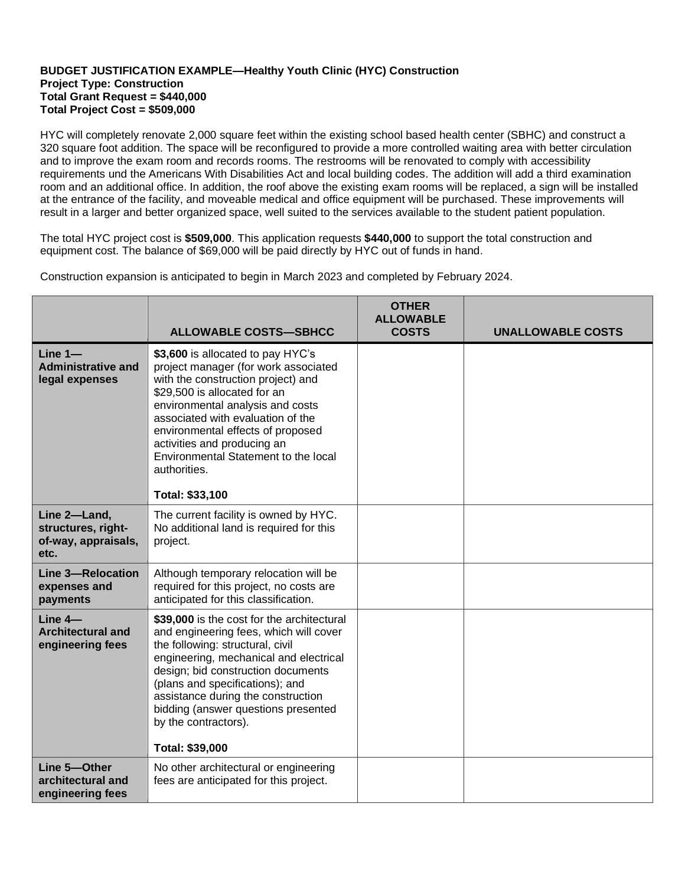**BUDGET JUSTIFICATION EXAMPLE—Healthy Youth Clinic (HYC) Construction**
**Project Type: Construction**
**Total Grant Request = $440,000**
**Total Project Cost = $509,000**

HYC will completely renovate 2,000 square feet within the existing school based health center (SBHC) and construct a 320 square foot addition. The space will be reconfigured to provide a more controlled waiting area with better circulation and to improve the exam room and records rooms. The restrooms will be renovated to comply with accessibility requirements und the Americans With Disabilities Act and local building codes. The addition will add a third examination room and an additional office. In addition, the roof above the existing exam rooms will be replaced, a sign will be installed at the entrance of the facility, and moveable medical and office equipment will be purchased. These improvements will result in a larger and better organized space, well suited to the services available to the student patient population.

The total HYC project cost is **$509,000**. This application requests **$440,000** to support the total construction and equipment cost. The balance of $69,000 will be paid directly by HYC out of funds in hand.

Construction expansion is anticipated to begin in March 2023 and completed by February 2024.

| | ALLOWABLE COSTS—SBHCC | OTHER ALLOWABLE COSTS | UNALLOWABLE COSTS |
|---|---|---|---|
| **Line 1—Administrative and legal expenses** | **$3,600** is allocated to pay HYC's project manager (for work associated with the construction project) and $29,500 is allocated for an environmental analysis and costs associated with evaluation of the environmental effects of proposed activities and producing an Environmental Statement to the local authorities.<br><br>**Total: $33,100** | | |
| **Line 2—Land, structures, right-of-way, appraisals, etc.** | The current facility is owned by HYC. No additional land is required for this project. | | |
| **Line 3—Relocation expenses and payments** | Although temporary relocation will be required for this project, no costs are anticipated for this classification. | | |
| **Line 4—Architectural and engineering fees** | **$39,000** is the cost for the architectural and engineering fees, which will cover the following: structural, civil engineering, mechanical and electrical design; bid construction documents (plans and specifications); and assistance during the construction bidding (answer questions presented by the contractors).<br><br>**Total: $39,000** | | |
| **Line 5—Other architectural and engineering fees** | No other architectural or engineering fees are anticipated for this project. | | |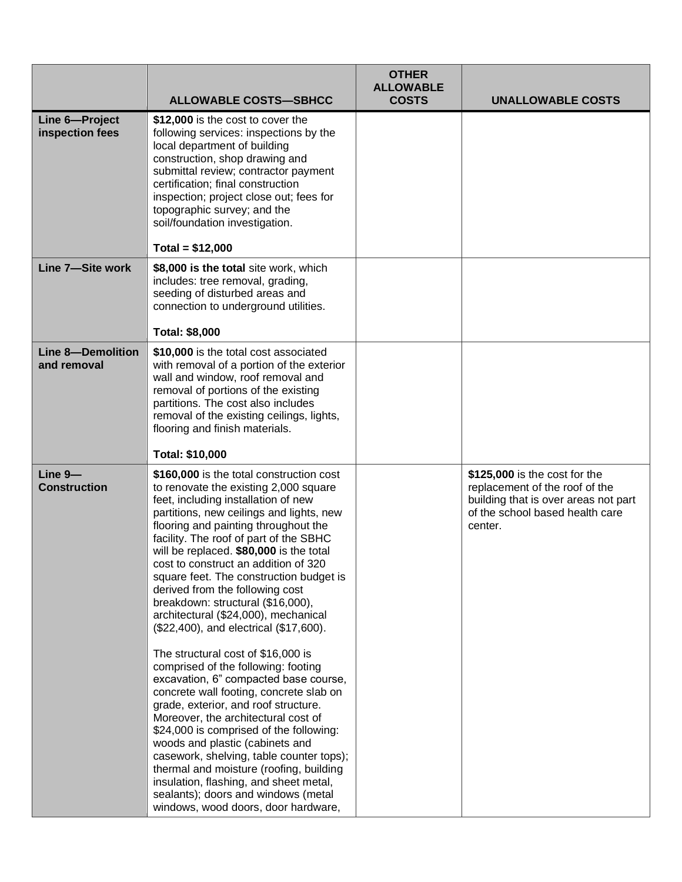| | ALLOWABLE COSTS—SBHCC | OTHER ALLOWABLE COSTS | UNALLOWABLE COSTS |
|---|---|---|---|
| **Line 6—Project inspection fees** | **$12,000** is the cost to cover the following services: inspections by the local department of building construction, shop drawing and submittal review; contractor payment certification; final construction inspection; project close out; fees for topographic survey; and the soil/foundation investigation.<br><br>**Total = $12,000** | | |
| **Line 7—Site work** | **$8,000 is the total** site work, which includes: tree removal, grading, seeding of disturbed areas and connection to underground utilities.<br><br>**Total: $8,000** | | |
| **Line 8—Demolition and removal** | **$10,000** is the total cost associated with removal of a portion of the exterior wall and window, roof removal and removal of portions of the existing partitions. The cost also includes removal of the existing ceilings, lights, flooring and finish materials.<br><br>**Total: $10,000** | | |
| **Line 9—Construction** | **$160,000** is the total construction cost to renovate the existing 2,000 square feet, including installation of new partitions, new ceilings and lights, new flooring and painting throughout the facility. The roof of part of the SBHC will be replaced. **$80,000** is the total cost to construct an addition of 320 square feet. The construction budget is derived from the following cost breakdown: structural ($16,000), architectural ($24,000), mechanical ($22,400), and electrical ($17,600).<br><br>The structural cost of $16,000 is comprised of the following: footing excavation, 6" compacted base course, concrete wall footing, concrete slab on grade, exterior, and roof structure. Moreover, the architectural cost of $24,000 is comprised of the following: woods and plastic (cabinets and casework, shelving, table counter tops); thermal and moisture (roofing, building insulation, flashing, and sheet metal, sealants); doors and windows (metal windows, wood doors, door hardware, | | **$125,000** is the cost for the replacement of the roof of the building that is over areas not part of the school based health care center. |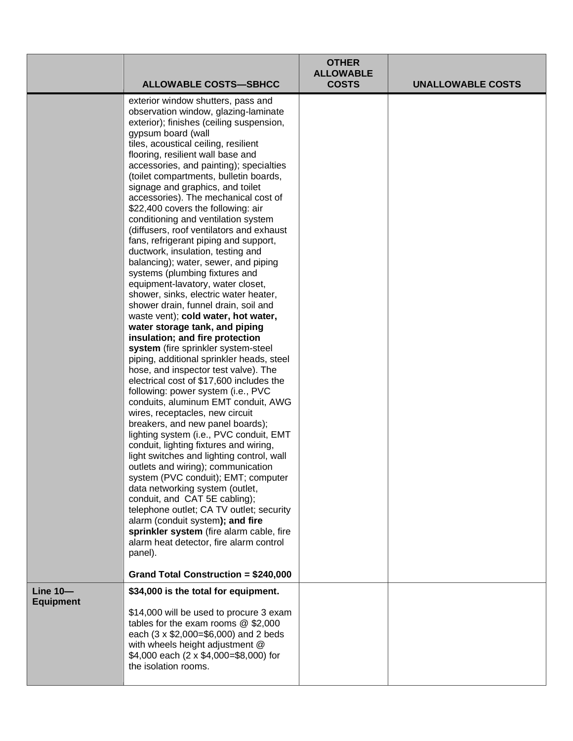| | ALLOWABLE COSTS—SBHCC | OTHER ALLOWABLE COSTS | UNALLOWABLE COSTS |
|---|---|---|---|
| | exterior window shutters, pass and observation window, glazing-laminate exterior); finishes (ceiling suspension, gypsum board (wall tiles, acoustical ceiling, resilient flooring, resilient wall base and accessories, and painting); specialties (toilet compartments, bulletin boards, signage and graphics, and toilet accessories). The mechanical cost of $22,400 covers the following: air conditioning and ventilation system (diffusers, roof ventilators and exhaust fans, refrigerant piping and support, ductwork, insulation, testing and balancing); water, sewer, and piping systems (plumbing fixtures and equipment-lavatory, water closet, shower, sinks, electric water heater, shower drain, funnel drain, soil and waste vent); **cold water, hot water, water storage tank, and piping insulation; and fire protection system** (fire sprinkler system-steel piping, additional sprinkler heads, steel hose, and inspector test valve). The electrical cost of $17,600 includes the following: power system (i.e., PVC conduits, aluminum EMT conduit, AWG wires, receptacles, new circuit breakers, and new panel boards); lighting system (i.e., PVC conduit, EMT conduit, lighting fixtures and wiring, light switches and lighting control, wall outlets and wiring); communication system (PVC conduit); EMT; computer data networking system (outlet, conduit, and CAT 5E cabling); telephone outlet; CA TV outlet; security alarm (conduit system**); and fire sprinkler system** (fire alarm cable, fire alarm heat detector, fire alarm control panel).<br><br>**Grand Total Construction = $240,000** | | |
| **Line 10—Equipment** | **$34,000 is the total for equipment.**<br><br>$14,000 will be used to procure 3 exam tables for the exam rooms @ $2,000 each (3 x $2,000=$6,000) and 2 beds with wheels height adjustment @ $4,000 each (2 x $4,000=$8,000) for the isolation rooms. | | |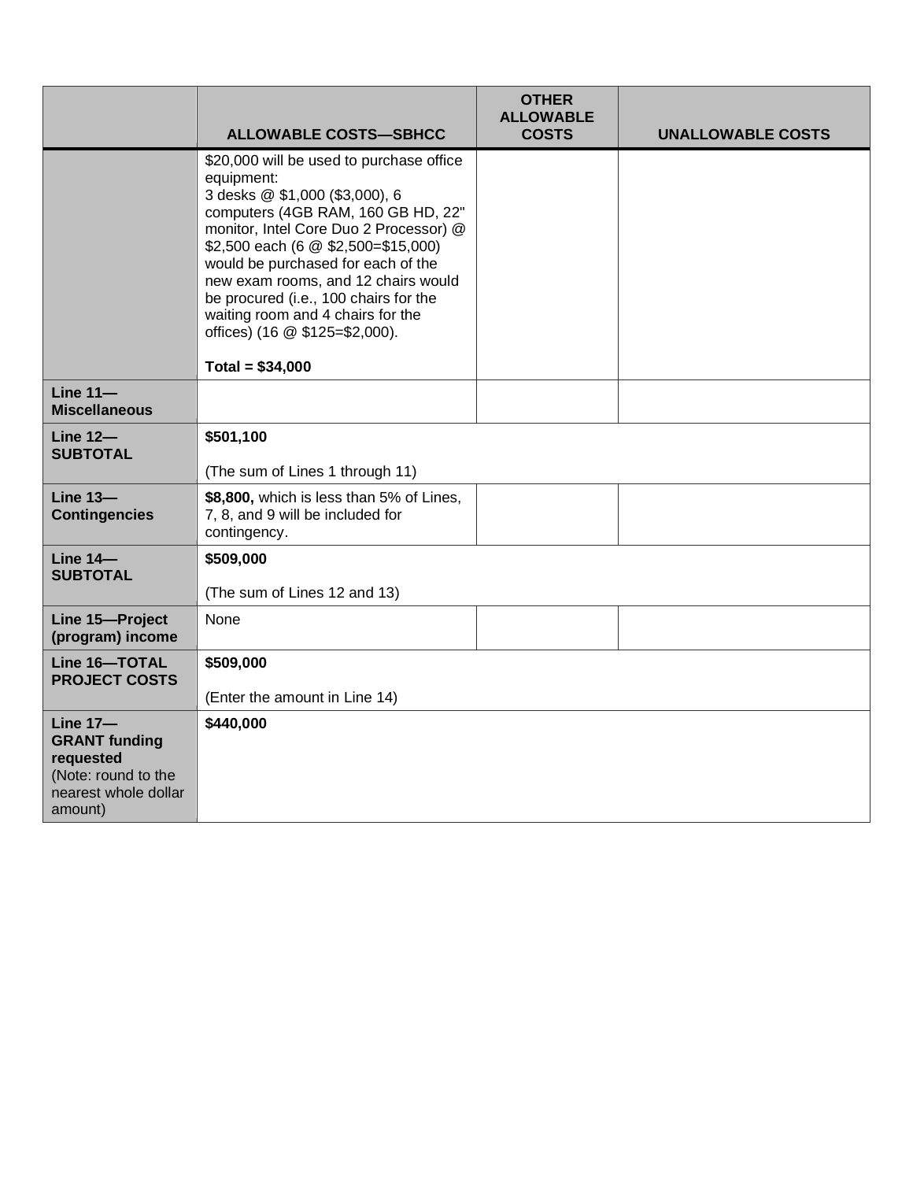| | ALLOWABLE COSTS—SBHCC | OTHER ALLOWABLE COSTS | UNALLOWABLE COSTS |
|---|---|---|---|
| | \$20,000 will be used to purchase office equipment: 3 desks @ \$1,000 (\$3,000), 6 computers (4GB RAM, 160 GB HD, 22" monitor, Intel Core Duo 2 Processor) @ \$2,500 each (6 @ \$2,500=\$15,000) would be purchased for each of the new exam rooms, and 12 chairs would be procured (i.e., 100 chairs for the waiting room and 4 chairs for the offices) (16 @ \$125=\$2,000).<br><br>**Total = \$34,000** | | |
| **Line 11—Miscellaneous** | | | |
| **Line 12—SUBTOTAL** | **\$501,100**<br><br>(The sum of Lines 1 through 11) | | |
| **Line 13—Contingencies** | **\$8,800,** which is less than 5% of Lines, 7, 8, and 9 will be included for contingency. | | |
| **Line 14—SUBTOTAL** | **\$509,000**<br><br>(The sum of Lines 12 and 13) | | |
| **Line 15—Project (program) income** | None | | |
| **Line 16—TOTAL PROJECT COSTS** | **\$509,000**<br><br>(Enter the amount in Line 14) | | |
| **Line 17—GRANT funding requested** (Note: round to the nearest whole dollar amount) | **\$440,000** | | |